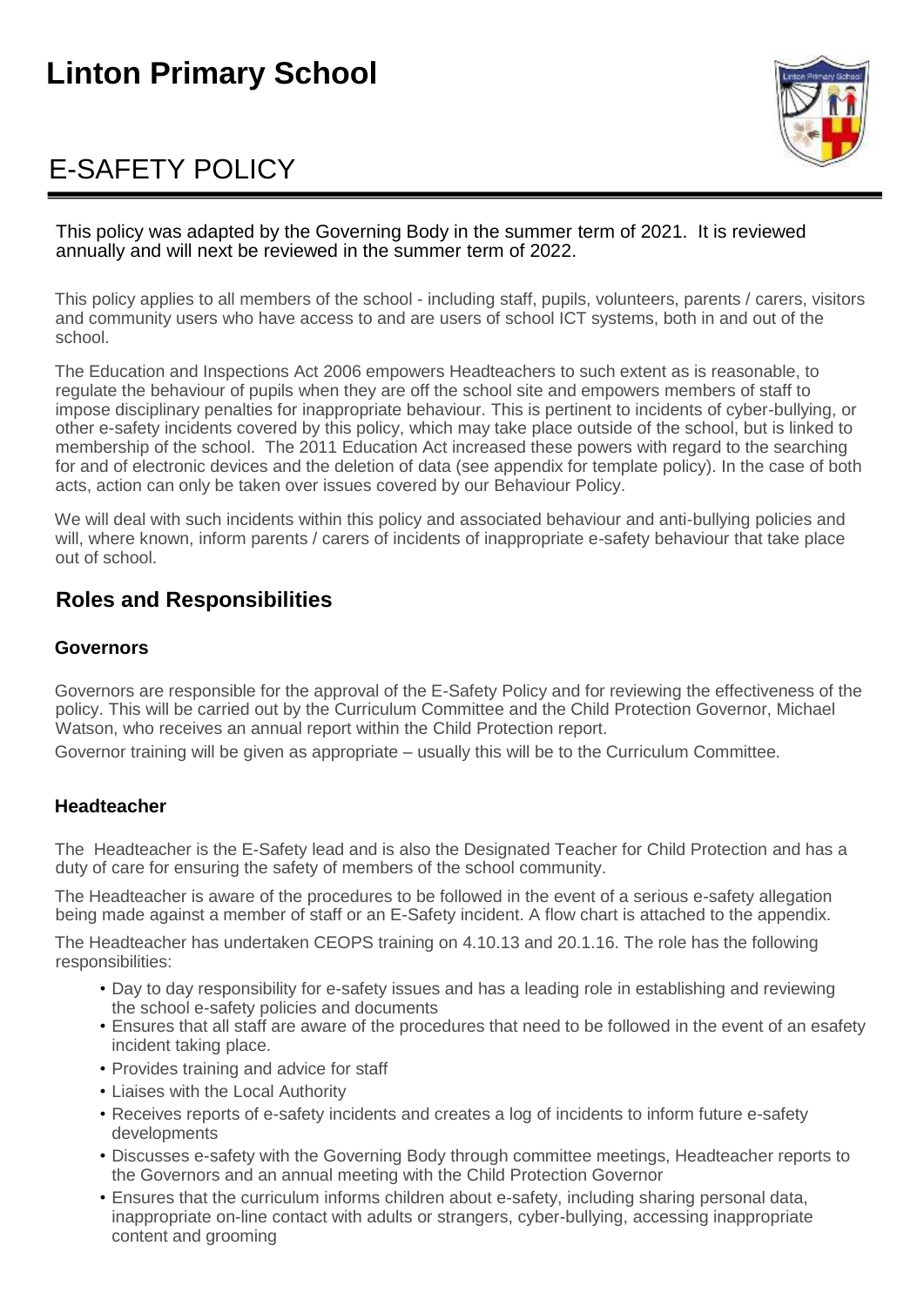# Linton Primary School

# E-SAFETY POLICY

This policy was adapted by the Governing Body in the summer term of 2021. It is reviewed annually and will next be reviewed in the summer term of 2022.

This policy applies to all members of the school - including staff, pupils, volunteers, parents / carers, visitors and community users who have access to and are users of school ICT systems, both in and out of the school.

The Education and Inspections Act 2006 empowers Headteachers to such extent as is reasonable, to regulate the behaviour of pupils when they are off the school site and empowers members of staff to impose disciplinary penalties for inappropriate behaviour. This is pertinent to incidents of cyber-bullying, or other e-safety incidents covered by this policy, which may take place outside of the school, but is linked to membership of the school. The 2011 Education Act increased these powers with regard to the searching for and of electronic devices and the deletion of data (see appendix for template policy). In the case of both acts, action can only be taken over issues covered by our Behaviour Policy.

We will deal with such incidents within this policy and associated behaviour and anti-bullying policies and will, where known, inform parents / carers of incidents of inappropriate e-safety behaviour that take place out of school.

## Roles and Responsibilities

### Governors

Governors are responsible for the approval of the E-Safety Policy and for reviewing the effectiveness of the policy. This will be carried out by the Curriculum Committee and the Child Protection Governor, Michael Watson, who receives an annual report within the Child Protection report.

Governor training will be given as appropriate – usually this will be to the Curriculum Committee.

### Headteacher

The Headteacher is the E-Safety lead and is also the Designated Teacher for Child Protection and has a duty of care for ensuring the safety of members of the school community.

The Headteacher is aware of the procedures to be followed in the event of a serious e-safety allegation being made against a member of staff or an E-Safety incident. A flow chart is attached to the appendix.

The Headteacher has undertaken CEOPS training on 4.10.13 and 20.1.16. The role has the following responsibilities:

- Day to day responsibility for e-safety issues and has a leading role in establishing and reviewing the school e-safety policies and documents
- Ensures that all staff are aware of the procedures that need to be followed in the event of an esafety incident taking place.
- Provides training and advice for staff
- Liaises with the Local Authority
- Receives reports of e-safety incidents and creates a log of incidents to inform future e-safety developments
- Discusses e-safety with the Governing Body through committee meetings, Headteacher reports to the Governors and an annual meeting with the Child Protection Governor
- Ensures that the curriculum informs children about e-safety, including sharing personal data, inappropriate on-line contact with adults or strangers, cyber-bullying, accessing inappropriate content and grooming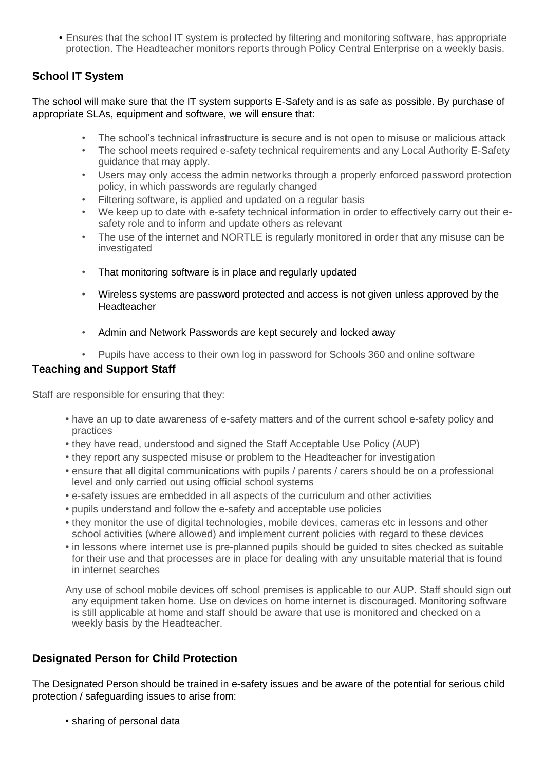- Ensures that the school IT system is protected by filtering and monitoring software, has appropriate protection. The Headteacher monitors reports through Policy Central Enterprise on a weekly basis.

### School IT System

The school will make sure that the IT system supports E-Safety and is as safe as possible. By purchase of appropriate SLAs, equipment and software, we will ensure that:

- The school's technical infrastructure is secure and is not open to misuse or malicious attack
- The school meets required e-safety technical requirements and any Local Authority E-Safety guidance that may apply.
- Users may only access the admin networks through a properly enforced password protection policy, in which passwords are regularly changed
- Filtering software, is applied and updated on a regular basis
- We keep up to date with e-safety technical information in order to effectively carry out their e-safety role and to inform and update others as relevant
- The use of the internet and NORTLE is regularly monitored in order that any misuse can be investigated
- That monitoring software is in place and regularly updated
- Wireless systems are password protected and access is not given unless approved by the Headteacher
- Admin and Network Passwords are kept securely and locked away
- Pupils have access to their own log in password for Schools 360 and online software

### Teaching and Support Staff

Staff are responsible for ensuring that they:

- have an up to date awareness of e-safety matters and of the current school e-safety policy and practices
- they have read, understood and signed the Staff Acceptable Use Policy (AUP)
- they report any suspected misuse or problem to the Headteacher for investigation
- ensure that all digital communications with pupils / parents / carers should be on a professional level and only carried out using official school systems
- e-safety issues are embedded in all aspects of the curriculum and other activities
- pupils understand and follow the e-safety and acceptable use policies
- they monitor the use of digital technologies, mobile devices, cameras etc in lessons and other school activities (where allowed) and implement current policies with regard to these devices
- in lessons where internet use is pre-planned pupils should be guided to sites checked as suitable for their use and that processes are in place for dealing with any unsuitable material that is found in internet searches

Any use of school mobile devices off school premises is applicable to our AUP. Staff should sign out any equipment taken home. Use on devices on home internet is discouraged. Monitoring software is still applicable at home and staff should be aware that use is monitored and checked on a weekly basis by the Headteacher.

### Designated Person for Child Protection

The Designated Person should be trained in e-safety issues and be aware of the potential for serious child protection / safeguarding issues to arise from:

- sharing of personal data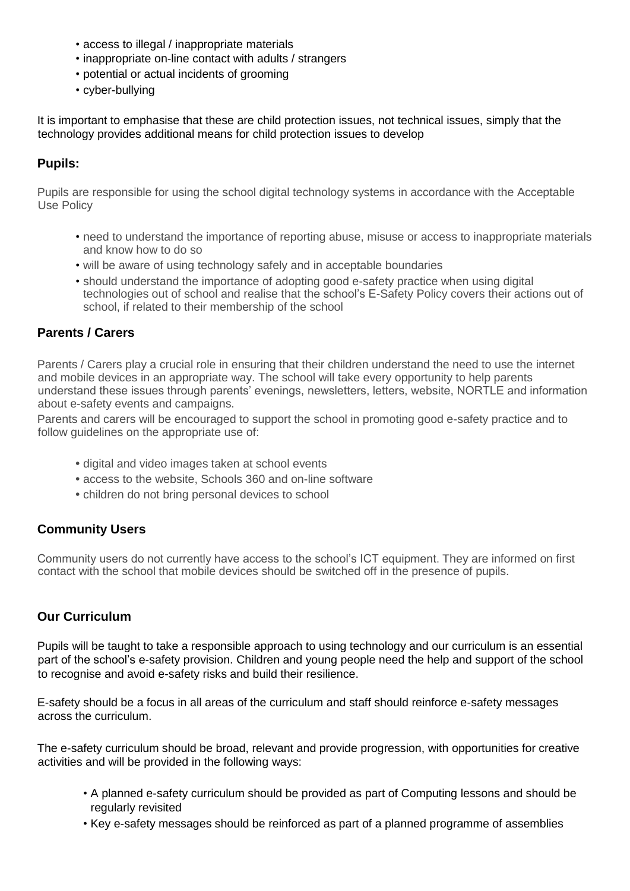- access to illegal / inappropriate materials
- inappropriate on-line contact with adults / strangers
- potential or actual incidents of grooming
- cyber-bullying

It is important to emphasise that these are child protection issues, not technical issues, simply that the technology provides additional means for child protection issues to develop

### Pupils:

Pupils are responsible for using the school digital technology systems in accordance with the Acceptable Use Policy

- need to understand the importance of reporting abuse, misuse or access to inappropriate materials and know how to do so
- will be aware of using technology safely and in acceptable boundaries
- should understand the importance of adopting good e-safety practice when using digital technologies out of school and realise that the school's E-Safety Policy covers their actions out of school, if related to their membership of the school

### Parents / Carers

Parents / Carers play a crucial role in ensuring that their children understand the need to use the internet and mobile devices in an appropriate way. The school will take every opportunity to help parents understand these issues through parents' evenings, newsletters, letters, website, NORTLE and information about e-safety events and campaigns.

Parents and carers will be encouraged to support the school in promoting good e-safety practice and to follow guidelines on the appropriate use of:

- digital and video images taken at school events
- access to the website, Schools 360 and on-line software
- children do not bring personal devices to school

### Community Users

Community users do not currently have access to the school's ICT equipment. They are informed on first contact with the school that mobile devices should be switched off in the presence of pupils.

### Our Curriculum

Pupils will be taught to take a responsible approach to using technology and our curriculum is an essential part of the school's e-safety provision. Children and young people need the help and support of the school to recognise and avoid e-safety risks and build their resilience.

E-safety should be a focus in all areas of the curriculum and staff should reinforce e-safety messages across the curriculum.

The e-safety curriculum should be broad, relevant and provide progression, with opportunities for creative activities and will be provided in the following ways:

- A planned e-safety curriculum should be provided as part of Computing lessons and should be regularly revisited
- Key e-safety messages should be reinforced as part of a planned programme of assemblies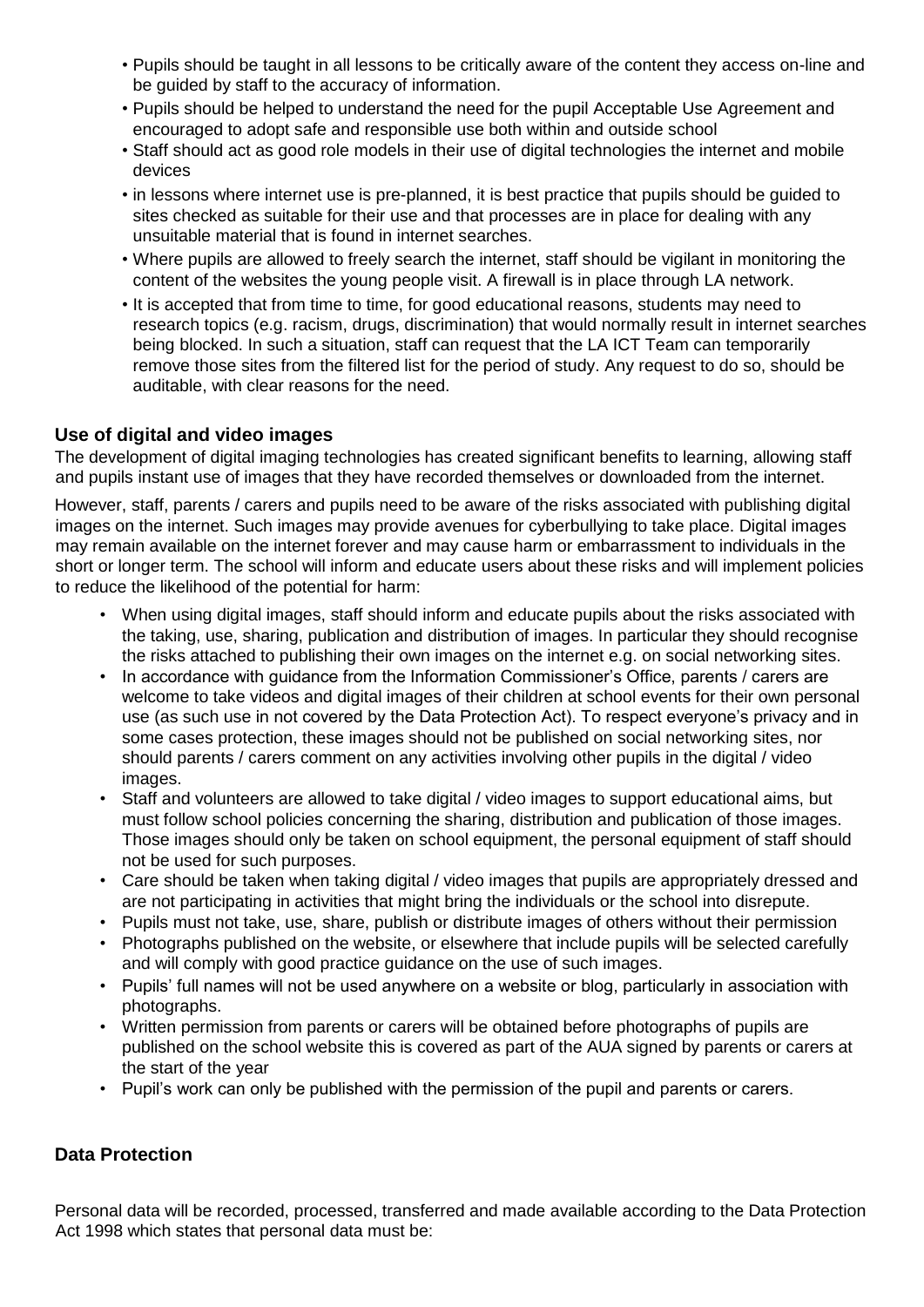- Pupils should be taught in all lessons to be critically aware of the content they access on-line and be guided by staff to the accuracy of information.
- Pupils should be helped to understand the need for the pupil Acceptable Use Agreement and encouraged to adopt safe and responsible use both within and outside school
- Staff should act as good role models in their use of digital technologies the internet and mobile devices
- in lessons where internet use is pre-planned, it is best practice that pupils should be guided to sites checked as suitable for their use and that processes are in place for dealing with any unsuitable material that is found in internet searches.
- Where pupils are allowed to freely search the internet, staff should be vigilant in monitoring the content of the websites the young people visit. A firewall is in place through LA network.
- It is accepted that from time to time, for good educational reasons, students may need to research topics (e.g. racism, drugs, discrimination) that would normally result in internet searches being blocked. In such a situation, staff can request that the LA ICT Team can temporarily remove those sites from the filtered list for the period of study. Any request to do so, should be auditable, with clear reasons for the need.

## Use of digital and video images

The development of digital imaging technologies has created significant benefits to learning, allowing staff and pupils instant use of images that they have recorded themselves or downloaded from the internet.

However, staff, parents / carers and pupils need to be aware of the risks associated with publishing digital images on the internet. Such images may provide avenues for cyberbullying to take place. Digital images may remain available on the internet forever and may cause harm or embarrassment to individuals in the short or longer term. The school will inform and educate users about these risks and will implement policies to reduce the likelihood of the potential for harm:

- When using digital images, staff should inform and educate pupils about the risks associated with the taking, use, sharing, publication and distribution of images. In particular they should recognise the risks attached to publishing their own images on the internet e.g. on social networking sites.
- In accordance with guidance from the Information Commissioner's Office, parents / carers are welcome to take videos and digital images of their children at school events for their own personal use (as such use in not covered by the Data Protection Act). To respect everyone's privacy and in some cases protection, these images should not be published on social networking sites, nor should parents / carers comment on any activities involving other pupils in the digital / video images.
- Staff and volunteers are allowed to take digital / video images to support educational aims, but must follow school policies concerning the sharing, distribution and publication of those images. Those images should only be taken on school equipment, the personal equipment of staff should not be used for such purposes.
- Care should be taken when taking digital / video images that pupils are appropriately dressed and are not participating in activities that might bring the individuals or the school into disrepute.
- Pupils must not take, use, share, publish or distribute images of others without their permission
- Photographs published on the website, or elsewhere that include pupils will be selected carefully and will comply with good practice guidance on the use of such images.
- Pupils' full names will not be used anywhere on a website or blog, particularly in association with photographs.
- Written permission from parents or carers will be obtained before photographs of pupils are published on the school website this is covered as part of the AUA signed by parents or carers at the start of the year
- Pupil's work can only be published with the permission of the pupil and parents or carers.

## Data Protection

Personal data will be recorded, processed, transferred and made available according to the Data Protection Act 1998 which states that personal data must be: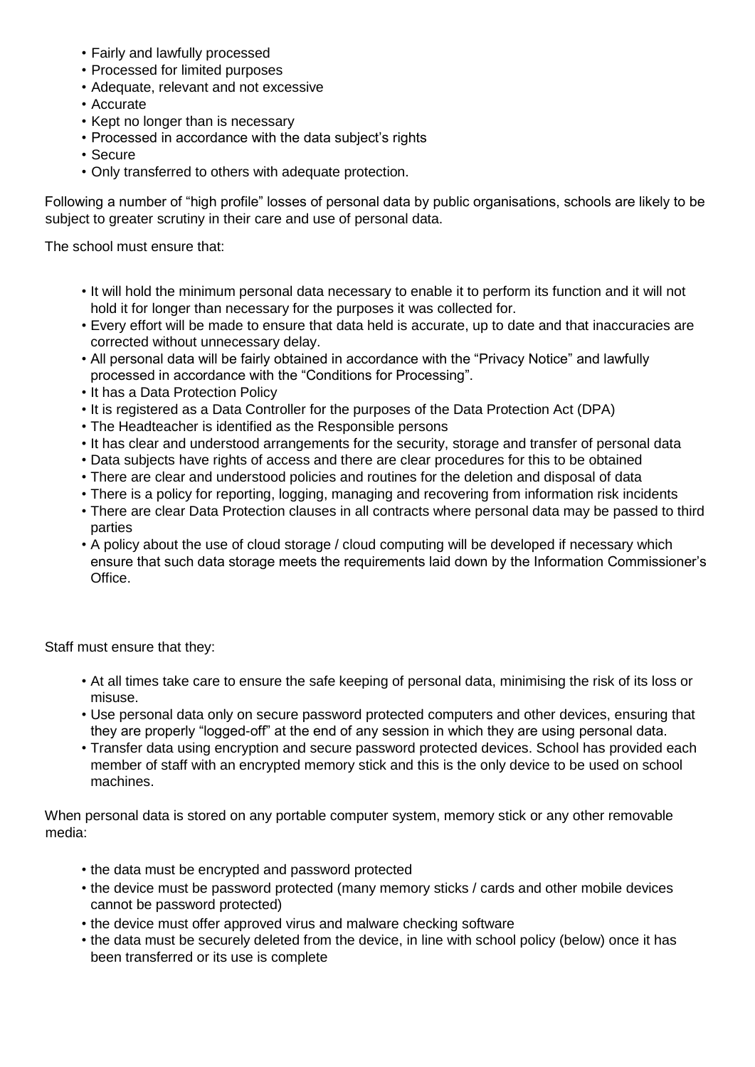- Fairly and lawfully processed
- Processed for limited purposes
- Adequate, relevant and not excessive
- Accurate
- Kept no longer than is necessary
- Processed in accordance with the data subject's rights
- Secure
- Only transferred to others with adequate protection.

Following a number of "high profile" losses of personal data by public organisations, schools are likely to be subject to greater scrutiny in their care and use of personal data.

The school must ensure that:

- It will hold the minimum personal data necessary to enable it to perform its function and it will not hold it for longer than necessary for the purposes it was collected for.
- Every effort will be made to ensure that data held is accurate, up to date and that inaccuracies are corrected without unnecessary delay.
- All personal data will be fairly obtained in accordance with the "Privacy Notice" and lawfully processed in accordance with the "Conditions for Processing".
- It has a Data Protection Policy
- It is registered as a Data Controller for the purposes of the Data Protection Act (DPA)
- The Headteacher is identified as the Responsible persons
- It has clear and understood arrangements for the security, storage and transfer of personal data
- Data subjects have rights of access and there are clear procedures for this to be obtained
- There are clear and understood policies and routines for the deletion and disposal of data
- There is a policy for reporting, logging, managing and recovering from information risk incidents
- There are clear Data Protection clauses in all contracts where personal data may be passed to third parties
- A policy about the use of cloud storage / cloud computing will be developed if necessary which ensure that such data storage meets the requirements laid down by the Information Commissioner's Office.

Staff must ensure that they:

- At all times take care to ensure the safe keeping of personal data, minimising the risk of its loss or misuse.
- Use personal data only on secure password protected computers and other devices, ensuring that they are properly "logged-off" at the end of any session in which they are using personal data.
- Transfer data using encryption and secure password protected devices. School has provided each member of staff with an encrypted memory stick and this is the only device to be used on school machines.

When personal data is stored on any portable computer system, memory stick or any other removable media:

- the data must be encrypted and password protected
- the device must be password protected (many memory sticks / cards and other mobile devices cannot be password protected)
- the device must offer approved virus and malware checking software
- the data must be securely deleted from the device, in line with school policy (below) once it has been transferred or its use is complete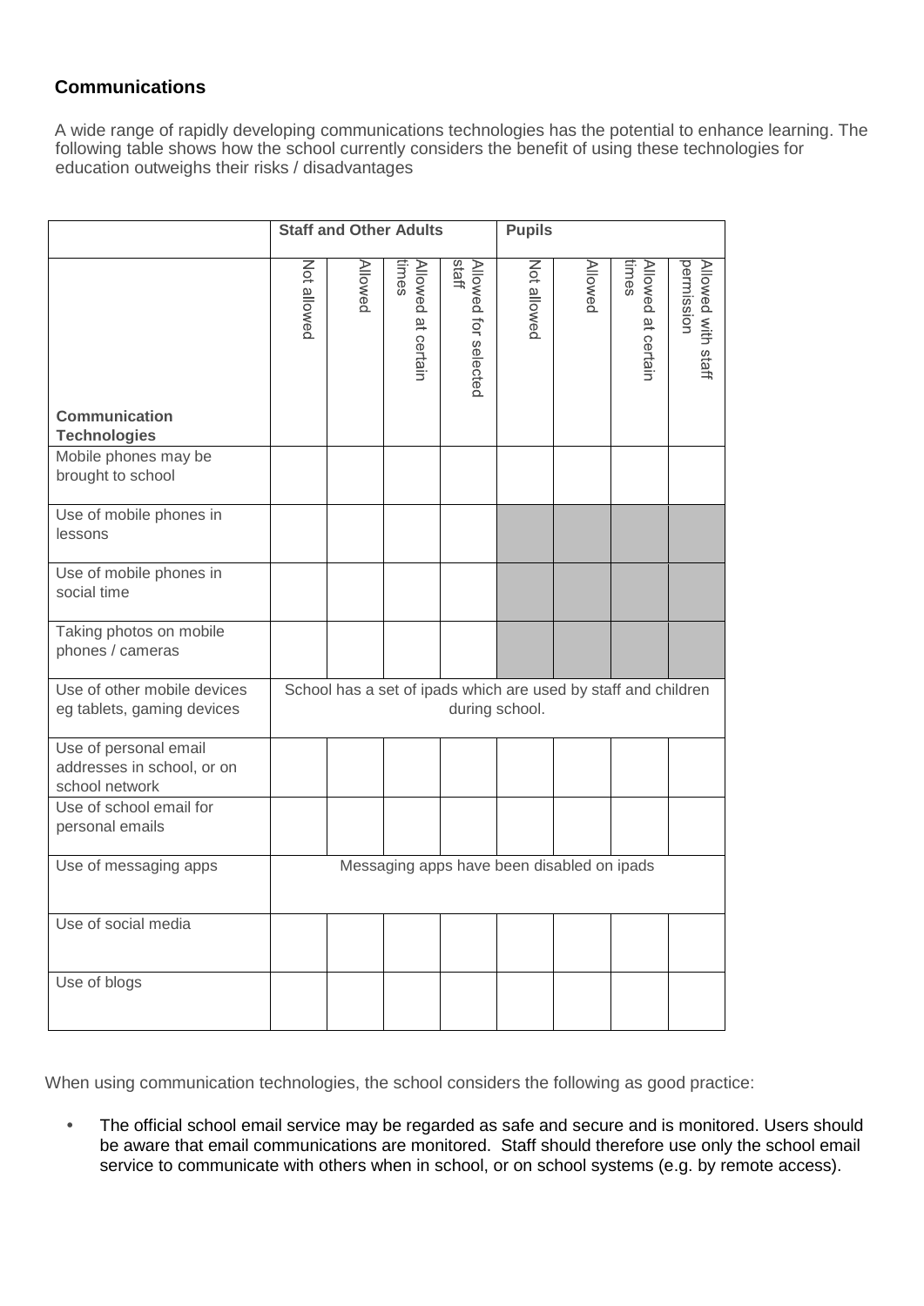## Communications

A wide range of rapidly developing communications technologies has the potential to enhance learning. The following table shows how the school currently considers the benefit of using these technologies for education outweighs their risks / disadvantages

| | Staff and Other Adults | | | | Pupils | | | |
|---|---|---|---|---|---|---|---|---|
| Communication Technologies | Not allowed | Allowed | Allowed at certain times | Allowed for selected staff | Not allowed | Allowed | Allowed at certain times | Allowed with staff permission |
| Mobile phones may be brought to school | | | | | | | | |
| Use of mobile phones in lessons | | | | | | | | |
| Use of mobile phones in social time | | | | | | | | |
| Taking photos on mobile phones / cameras | | | | | | | | |
| Use of other mobile devices eg tablets, gaming devices | School has a set of ipads which are used by staff and children during school. | | | | | | | |
| Use of personal email addresses in school, or on school network | | | | | | | | |
| Use of school email for personal emails | | | | | | | | |
| Use of messaging apps | Messaging apps have been disabled on ipads | | | | | | | |
| Use of social media | | | | | | | | |
| Use of blogs | | | | | | | | |

When using communication technologies, the school considers the following as good practice:

- The official school email service may be regarded as safe and secure and is monitored. Users should be aware that email communications are monitored. Staff should therefore use only the school email service to communicate with others when in school, or on school systems (e.g. by remote access).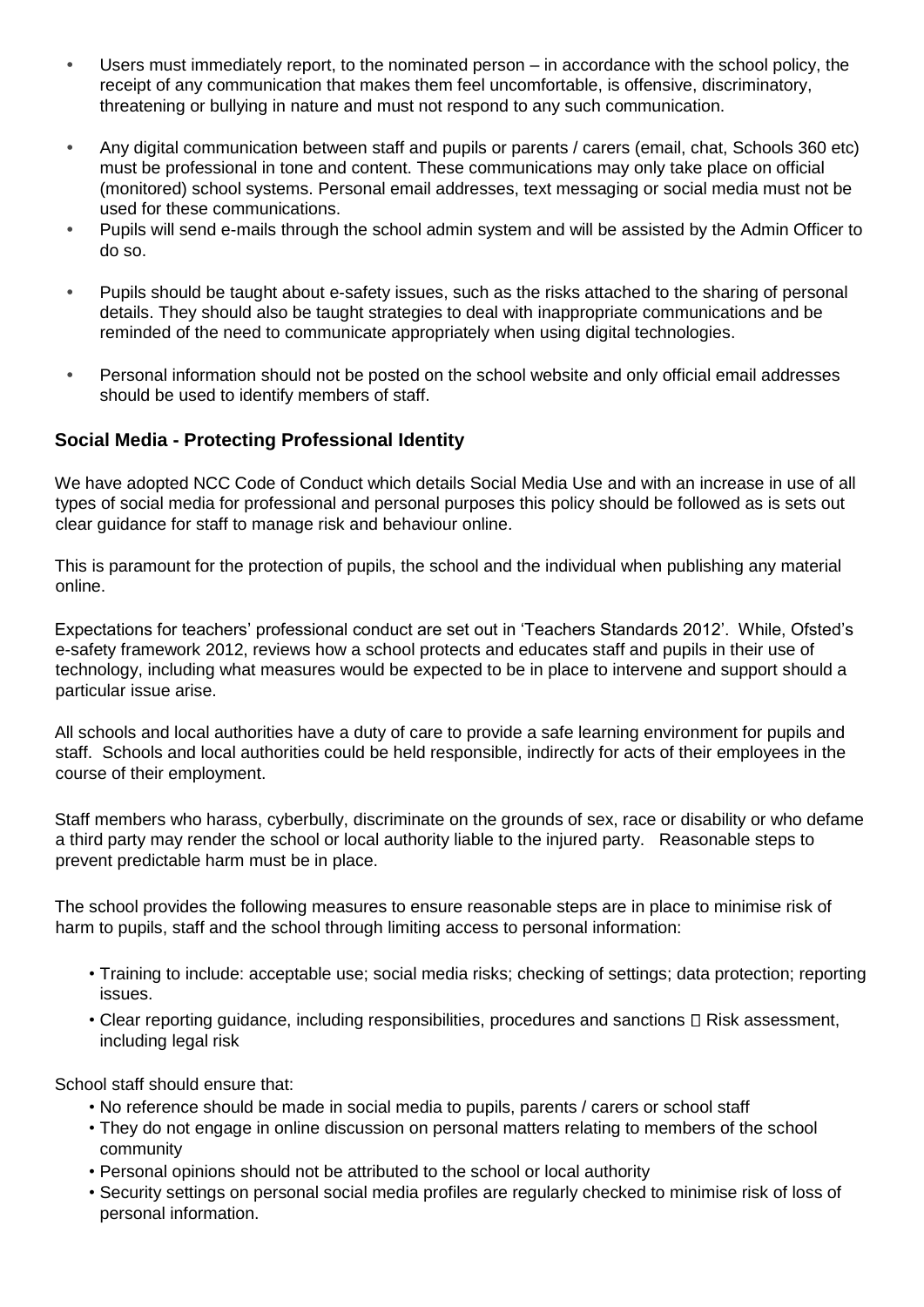- Users must immediately report, to the nominated person – in accordance with the school policy, the receipt of any communication that makes them feel uncomfortable, is offensive, discriminatory, threatening or bullying in nature and must not respond to any such communication.
- Any digital communication between staff and pupils or parents / carers (email, chat, Schools 360 etc) must be professional in tone and content. These communications may only take place on official (monitored) school systems. Personal email addresses, text messaging or social media must not be used for these communications.
- Pupils will send e-mails through the school admin system and will be assisted by the Admin Officer to do so.
- Pupils should be taught about e-safety issues, such as the risks attached to the sharing of personal details. They should also be taught strategies to deal with inappropriate communications and be reminded of the need to communicate appropriately when using digital technologies.
- Personal information should not be posted on the school website and only official email addresses should be used to identify members of staff.

## Social Media - Protecting Professional Identity

We have adopted NCC Code of Conduct which details Social Media Use and with an increase in use of all types of social media for professional and personal purposes this policy should be followed as is sets out clear guidance for staff to manage risk and behaviour online.

This is paramount for the protection of pupils, the school and the individual when publishing any material online.

Expectations for teachers' professional conduct are set out in 'Teachers Standards 2012'. While, Ofsted's e-safety framework 2012, reviews how a school protects and educates staff and pupils in their use of technology, including what measures would be expected to be in place to intervene and support should a particular issue arise.

All schools and local authorities have a duty of care to provide a safe learning environment for pupils and staff. Schools and local authorities could be held responsible, indirectly for acts of their employees in the course of their employment.

Staff members who harass, cyberbully, discriminate on the grounds of sex, race or disability or who defame a third party may render the school or local authority liable to the injured party. Reasonable steps to prevent predictable harm must be in place.

The school provides the following measures to ensure reasonable steps are in place to minimise risk of harm to pupils, staff and the school through limiting access to personal information:

- Training to include: acceptable use; social media risks; checking of settings; data protection; reporting issues.
- Clear reporting guidance, including responsibilities, procedures and sanctions  Risk assessment, including legal risk

School staff should ensure that:

- No reference should be made in social media to pupils, parents / carers or school staff
- They do not engage in online discussion on personal matters relating to members of the school community
- Personal opinions should not be attributed to the school or local authority
- Security settings on personal social media profiles are regularly checked to minimise risk of loss of personal information.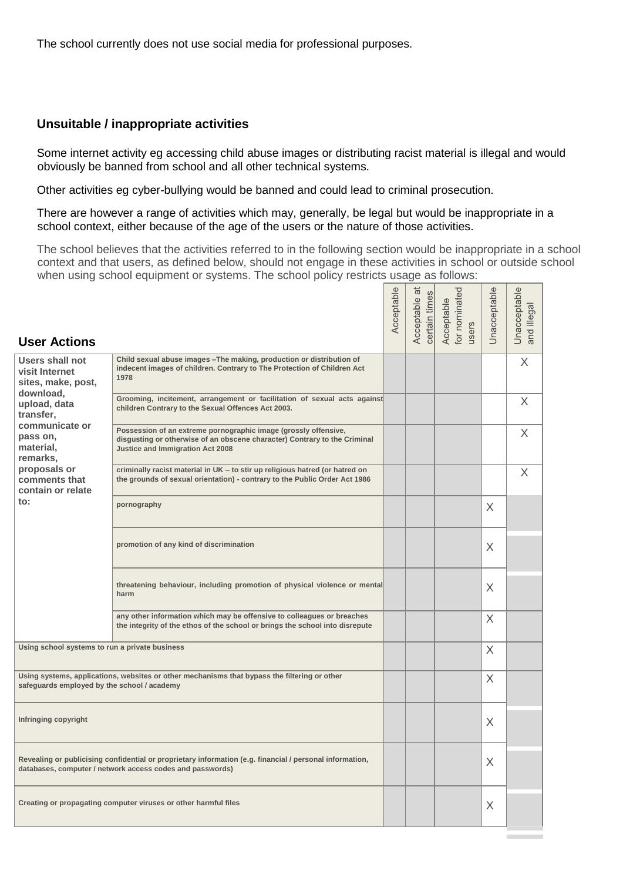The school currently does not use social media for professional purposes.

## Unsuitable / inappropriate activities

Some internet activity eg accessing child abuse images or distributing racist material is illegal and would obviously be banned from school and all other technical systems.

Other activities eg cyber-bullying would be banned and could lead to criminal prosecution.

There are however a range of activities which may, generally, be legal but would be inappropriate in a school context, either because of the age of the users or the nature of those activities.

The school believes that the activities referred to in the following section would be inappropriate in a school context and that users, as defined below, should not engage in these activities in school or outside school when using school equipment or systems. The school policy restricts usage as follows:

| **User Actions** | | Acceptable | Acceptable at certain times | Acceptable for nominated users | Unacceptable | Unacceptable and illegal |
|---|---|---|---|---|---|---|
| **Users shall not visit Internet sites, make, post, download, upload, data transfer, communicate or pass on, material, remarks, proposals or comments that contain or relate to:** | Child sexual abuse images –The making, production or distribution of indecent images of children. Contrary to The Protection of Children Act 1978 | | | | | X |
| | Grooming, incitement, arrangement or facilitation of sexual acts against children Contrary to the Sexual Offences Act 2003. | | | | | X |
| | Possession of an extreme pornographic image (grossly offensive, disgusting or otherwise of an obscene character) Contrary to the Criminal Justice and Immigration Act 2008 | | | | | X |
| | criminally racist material in UK – to stir up religious hatred (or hatred on the grounds of sexual orientation) - contrary to the Public Order Act 1986 | | | | | X |
| | pornography | | | | X | |
| | promotion of any kind of discrimination | | | | X | |
| | threatening behaviour, including promotion of physical violence or mental harm | | | | X | |
| | any other information which may be offensive to colleagues or breaches the integrity of the ethos of the school or brings the school into disrepute | | | | X | |
| Using school systems to run a private business | | | | | X | |
| Using systems, applications, websites or other mechanisms that bypass the filtering or other safeguards employed by the school / academy | | | | | X | |
| Infringing copyright | | | | | X | |
| Revealing or publicising confidential or proprietary information (e.g. financial / personal information, databases, computer / network access codes and passwords) | | | | | X | |
| Creating or propagating computer viruses or other harmful files | | | | | X | |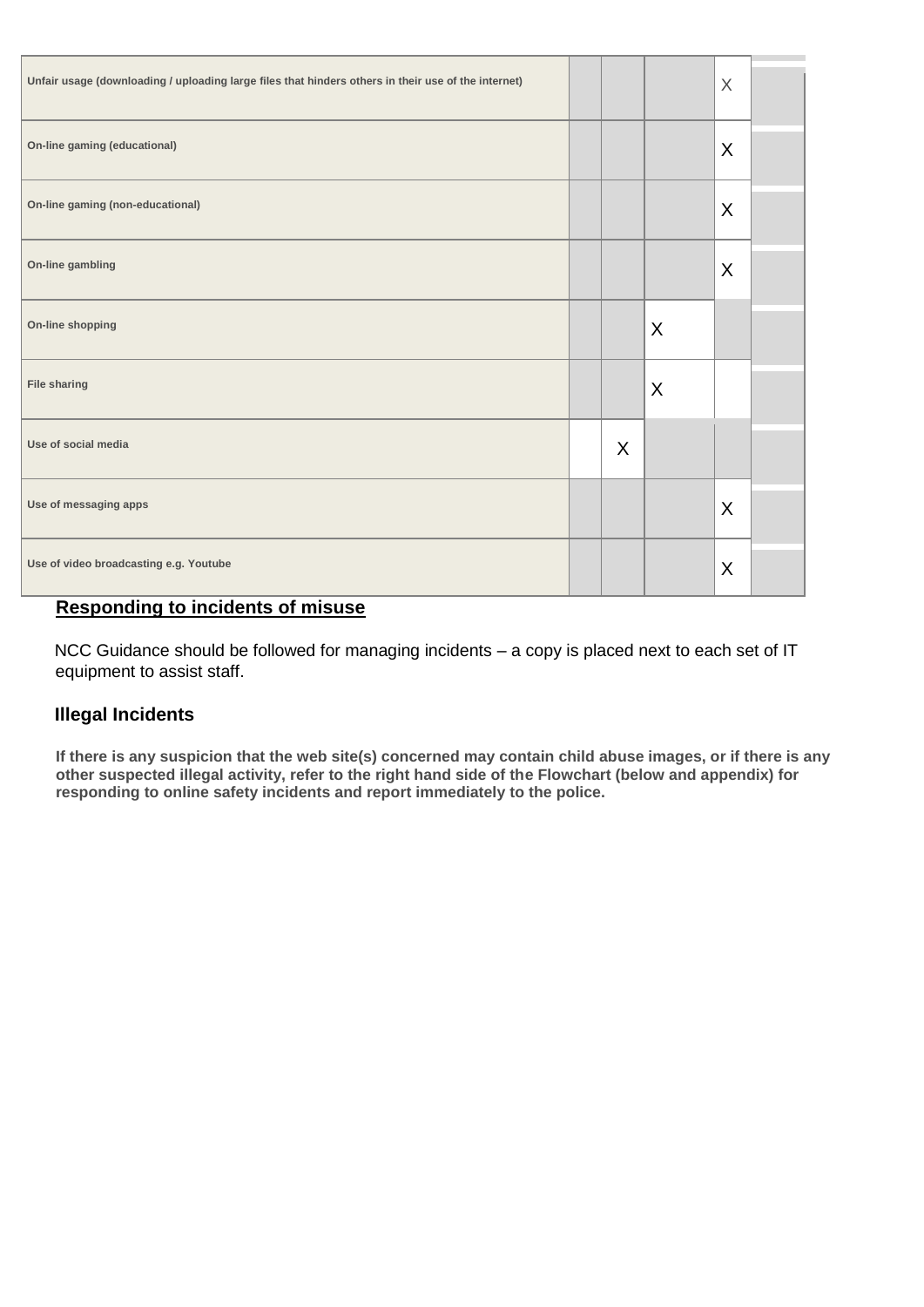| | | | | | |
|---|---|---|---|---|---|
| Unfair usage (downloading / uploading large files that hinders others in their use of the internet) | | | | X | |
| On-line gaming (educational) | | | | X | |
| On-line gaming (non-educational) | | | | X | |
| On-line gambling | | | | X | |
| On-line shopping | | | X | | |
| File sharing | | | X | | |
| Use of social media | | X | | | |
| Use of messaging apps | | | | X | |
| Use of video broadcasting e.g. Youtube | | | | X | |

## Responding to incidents of misuse

NCC Guidance should be followed for managing incidents – a copy is placed next to each set of IT equipment to assist staff.

### Illegal Incidents

**If there is any suspicion that the web site(s) concerned may contain child abuse images, or if there is any other suspected illegal activity, refer to the right hand side of the Flowchart (below and appendix) for responding to online safety incidents and report immediately to the police.**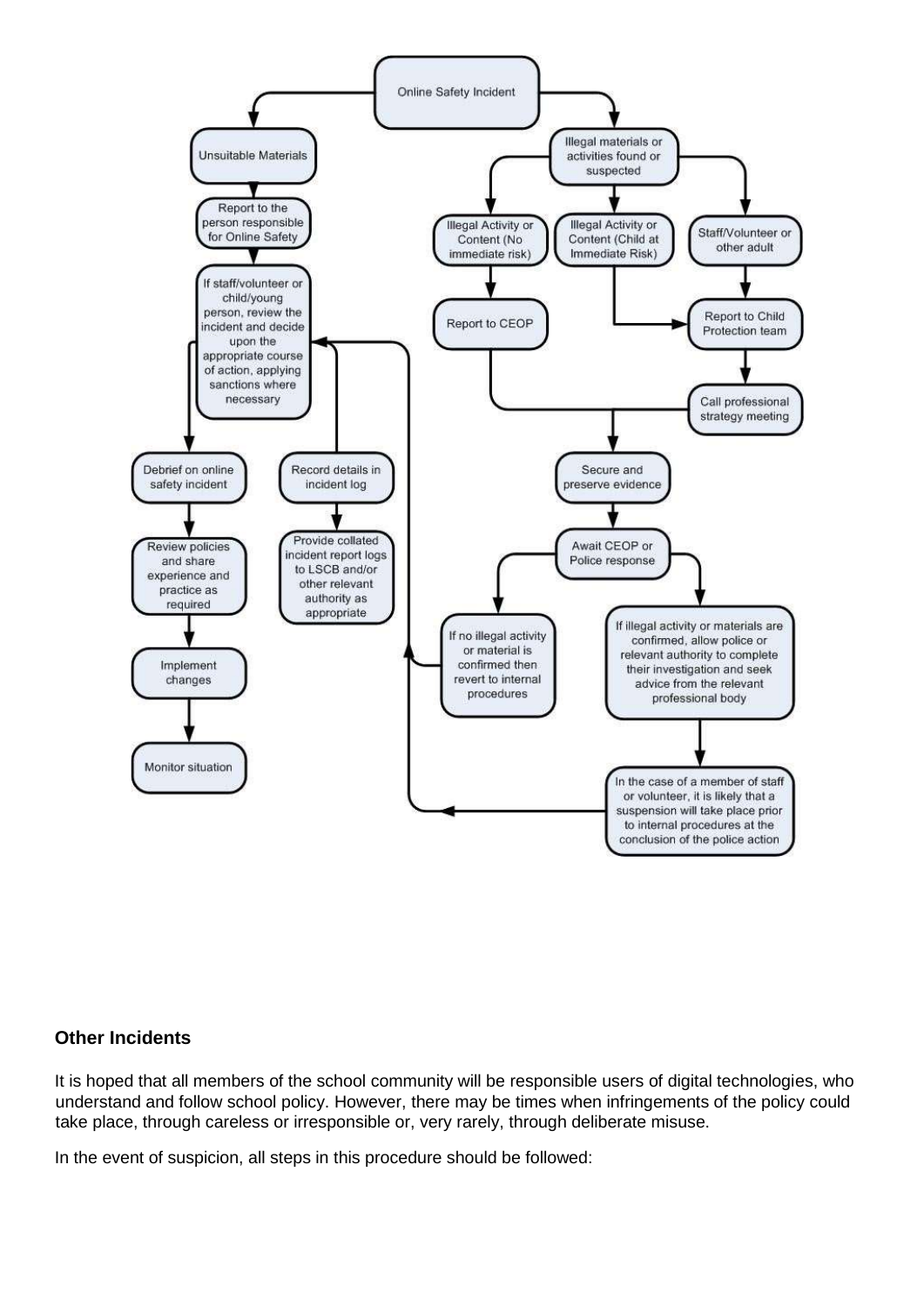Online Safety Incident

- Unsuitable Materials
  - Report to the person responsible for Online Safety
  - If staff/volunteer or child/young person, review the incident and decide upon the appropriate course of action, applying sanctions where necessary
    - Debrief on online safety incident
      - Review policies and share experience and practice as required
      - Implement changes
      - Monitor situation
    - Record details in incident log
      - Provide collated incident report logs to LSCB and/or other relevant authority as appropriate
- Illegal materials or activities found or suspected
  - Illegal Activity or Content (No immediate risk)
    - Report to CEOP
  - Illegal Activity or Content (Child at Immediate Risk)
    - Report to Child Protection team
  - Staff/Volunteer or other adult
    - Report to Child Protection team
  - Call professional strategy meeting
  - Secure and preserve evidence
  - Await CEOP or Police response
    - If no illegal activity or material is confirmed then revert to internal procedures
    - If illegal activity or materials are confirmed, allow police or relevant authority to complete their investigation and seek advice from the relevant professional body
      - In the case of a member of staff or volunteer, it is likely that a suspension will take place prior to internal procedures at the conclusion of the police action

### Other Incidents

It is hoped that all members of the school community will be responsible users of digital technologies, who understand and follow school policy. However, there may be times when infringements of the policy could take place, through careless or irresponsible or, very rarely, through deliberate misuse.

In the event of suspicion, all steps in this procedure should be followed: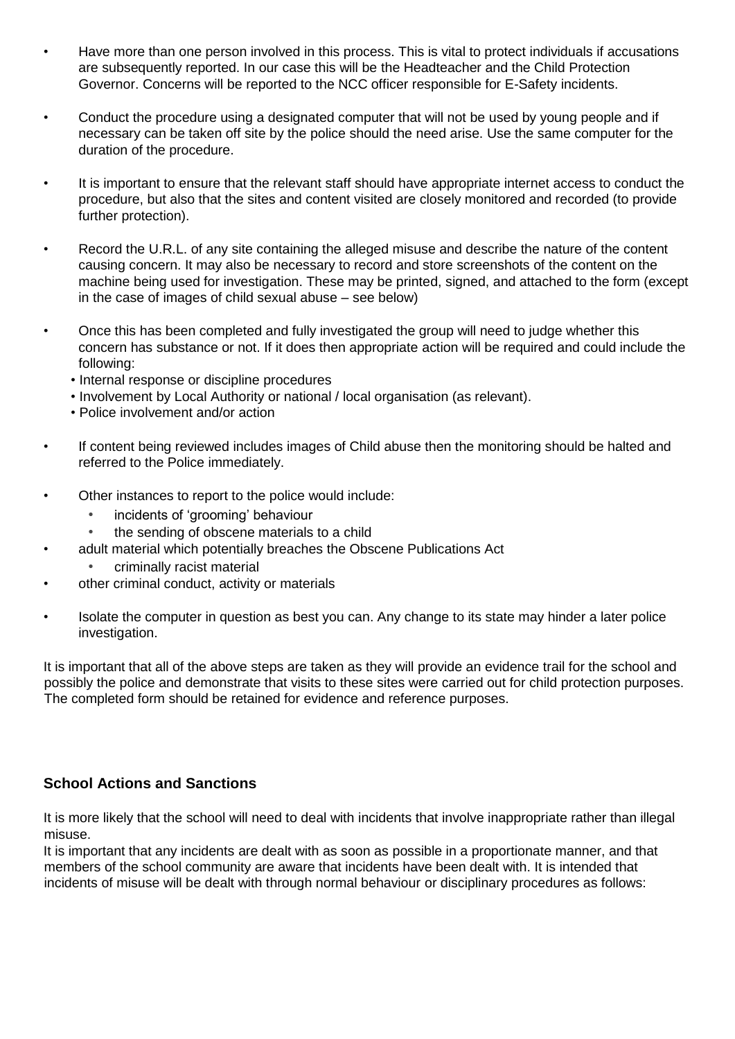- Have more than one person involved in this process. This is vital to protect individuals if accusations are subsequently reported. In our case this will be the Headteacher and the Child Protection Governor. Concerns will be reported to the NCC officer responsible for E-Safety incidents.

- Conduct the procedure using a designated computer that will not be used by young people and if necessary can be taken off site by the police should the need arise. Use the same computer for the duration of the procedure.

- It is important to ensure that the relevant staff should have appropriate internet access to conduct the procedure, but also that the sites and content visited are closely monitored and recorded (to provide further protection).

- Record the U.R.L. of any site containing the alleged misuse and describe the nature of the content causing concern. It may also be necessary to record and store screenshots of the content on the machine being used for investigation. These may be printed, signed, and attached to the form (except in the case of images of child sexual abuse – see below)

- Once this has been completed and fully investigated the group will need to judge whether this concern has substance or not. If it does then appropriate action will be required and could include the following:
  - Internal response or discipline procedures
  - Involvement by Local Authority or national / local organisation (as relevant).
  - Police involvement and/or action

- If content being reviewed includes images of Child abuse then the monitoring should be halted and referred to the Police immediately.

- Other instances to report to the police would include:
  - incidents of 'grooming' behaviour
  - the sending of obscene materials to a child
- adult material which potentially breaches the Obscene Publications Act
  - criminally racist material
- other criminal conduct, activity or materials

- Isolate the computer in question as best you can. Any change to its state may hinder a later police investigation.

It is important that all of the above steps are taken as they will provide an evidence trail for the school and possibly the police and demonstrate that visits to these sites were carried out for child protection purposes. The completed form should be retained for evidence and reference purposes.

## School Actions and Sanctions

It is more likely that the school will need to deal with incidents that involve inappropriate rather than illegal misuse.

It is important that any incidents are dealt with as soon as possible in a proportionate manner, and that members of the school community are aware that incidents have been dealt with. It is intended that incidents of misuse will be dealt with through normal behaviour or disciplinary procedures as follows: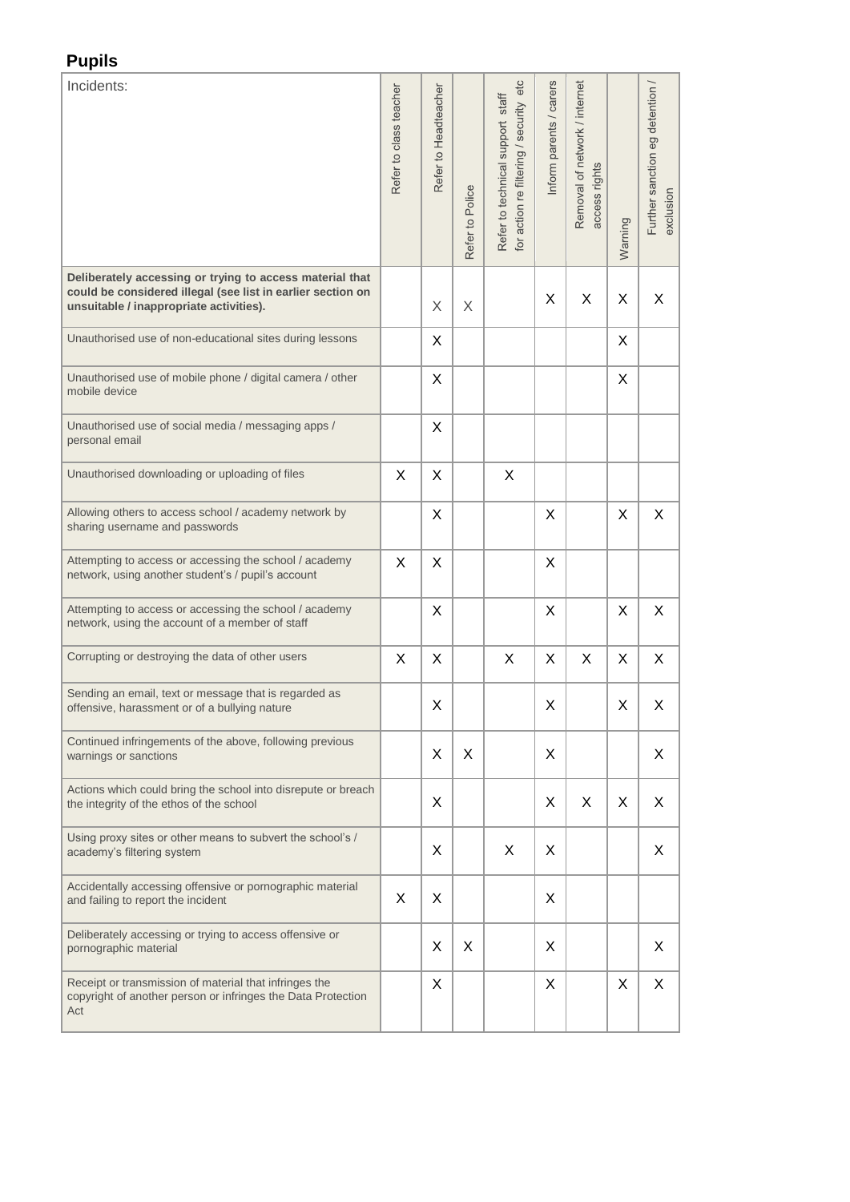## Pupils

| Incidents: | Refer to class teacher | Refer to Headteacher | Refer to Police | Refer to technical support staff for action re filtering / security etc | Inform parents / carers | Removal of network / internet access rights | Warning | Further sanction eg detention / exclusion |
|---|---|---|---|---|---|---|---|---|
| **Deliberately accessing or trying to access material that could be considered illegal (see list in earlier section on unsuitable / inappropriate activities).** | | X | X | | X | X | X | X |
| Unauthorised use of non-educational sites during lessons | | X | | | | | X | |
| Unauthorised use of mobile phone / digital camera / other mobile device | | X | | | | | X | |
| Unauthorised use of social media / messaging apps / personal email | | X | | | | | | |
| Unauthorised downloading or uploading of files | X | X | | X | | | | |
| Allowing others to access school / academy network by sharing username and passwords | | X | | | X | | X | X |
| Attempting to access or accessing the school / academy network, using another student's / pupil's account | X | X | | | X | | | |
| Attempting to access or accessing the school / academy network, using the account of a member of staff | | X | | | X | | X | X |
| Corrupting or destroying the data of other users | X | X | | X | X | X | X | X |
| Sending an email, text or message that is regarded as offensive, harassment or of a bullying nature | | X | | | X | | X | X |
| Continued infringements of the above, following previous warnings or sanctions | | X | X | | X | | | X |
| Actions which could bring the school into disrepute or breach the integrity of the ethos of the school | | X | | | X | X | X | X |
| Using proxy sites or other means to subvert the school's / academy's filtering system | | X | | X | X | | | X |
| Accidentally accessing offensive or pornographic material and failing to report the incident | X | X | | | X | | | |
| Deliberately accessing or trying to access offensive or pornographic material | | X | X | | X | | | X |
| Receipt or transmission of material that infringes the copyright of another person or infringes the Data Protection Act | | X | | | X | | X | X |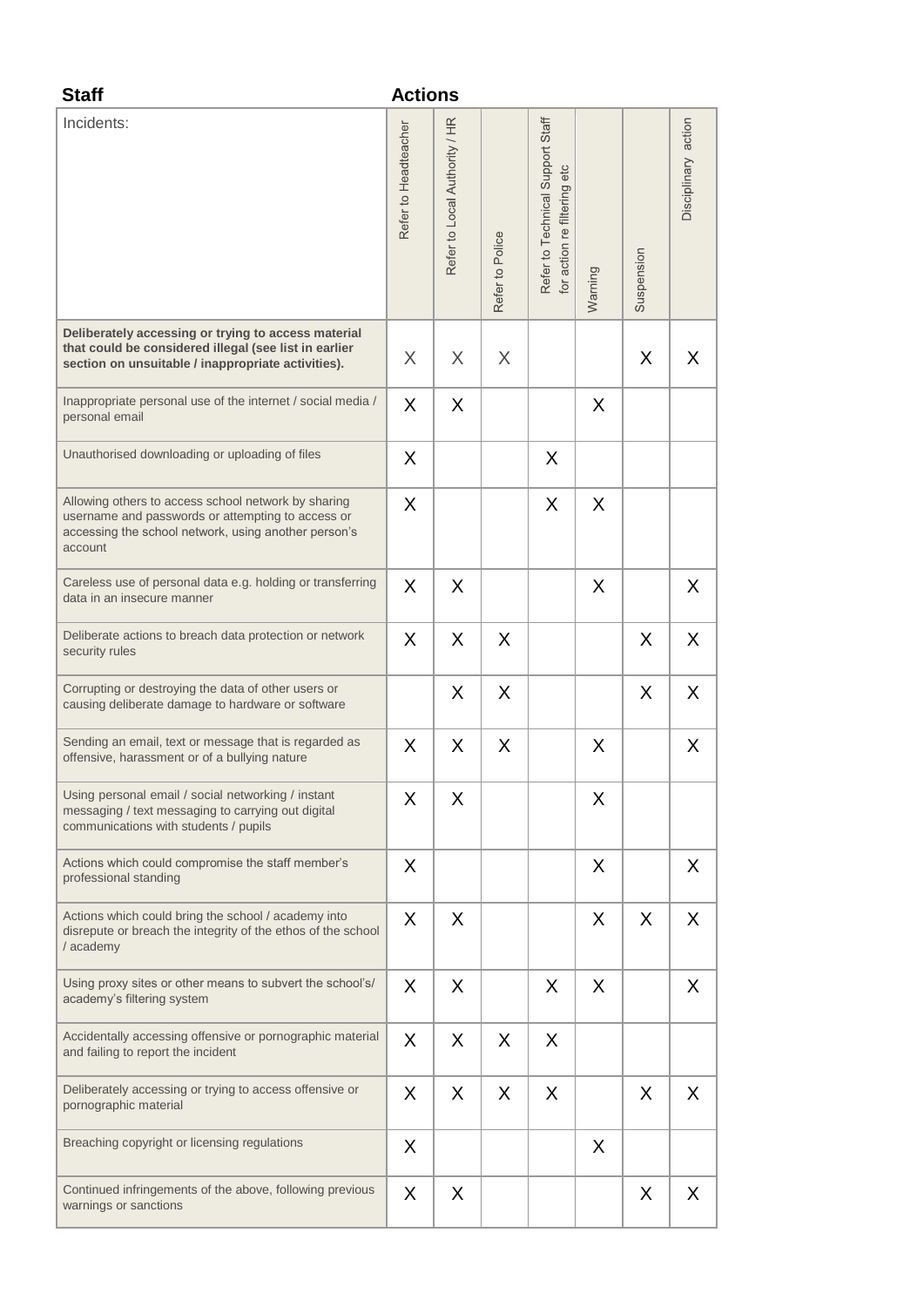| Staff<br>Incidents: | Actions<br>Refer to Headteacher | Refer to Local Authority / HR | Refer to Police | Refer to Technical Support Staff for action re filtering etc | Warning | Suspension | Disciplinary action |
|---|---|---|---|---|---|---|---|
| **Deliberately accessing or trying to access material that could be considered illegal (see list in earlier section on unsuitable / inappropriate activities).** | X | X | X | | | X | X |
| Inappropriate personal use of the internet / social media / personal email | X | X | | | X | | |
| Unauthorised downloading or uploading of files | X | | | X | | | |
| Allowing others to access school network by sharing username and passwords or attempting to access or accessing the school network, using another person's account | X | | | X | X | | |
| Careless use of personal data e.g. holding or transferring data in an insecure manner | X | X | | | X | | X |
| Deliberate actions to breach data protection or network security rules | X | X | X | | | X | X |
| Corrupting or destroying the data of other users or causing deliberate damage to hardware or software | | X | X | | | X | X |
| Sending an email, text or message that is regarded as offensive, harassment or of a bullying nature | X | X | X | | X | | X |
| Using personal email / social networking / instant messaging / text messaging to carrying out digital communications with students / pupils | X | X | | | X | | |
| Actions which could compromise the staff member's professional standing | X | | | | X | | X |
| Actions which could bring the school / academy into disrepute or breach the integrity of the ethos of the school / academy | X | X | | | X | X | X |
| Using proxy sites or other means to subvert the school's/ academy's filtering system | X | X | | X | X | | X |
| Accidentally accessing offensive or pornographic material and failing to report the incident | X | X | X | X | | | |
| Deliberately accessing or trying to access offensive or pornographic material | X | X | X | X | | X | X |
| Breaching copyright or licensing regulations | X | | | | X | | |
| Continued infringements of the above, following previous warnings or sanctions | X | X | | | | X | X |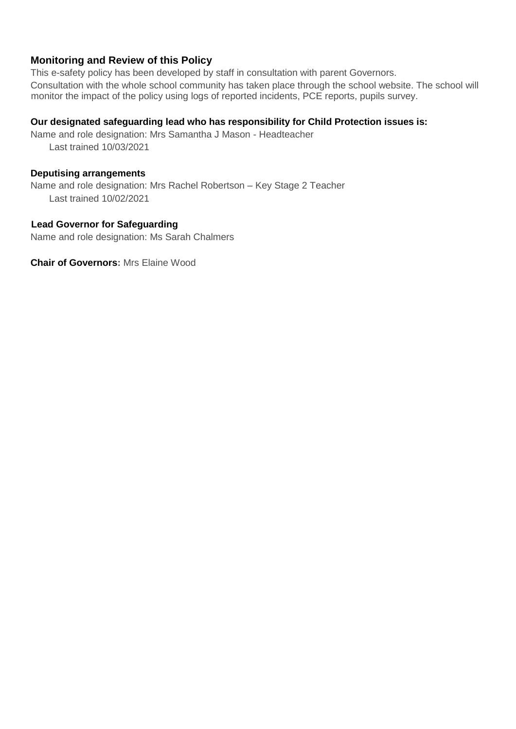### Monitoring and Review of this Policy

This e-safety policy has been developed by staff in consultation with parent Governors.
Consultation with the whole school community has taken place through the school website. The school will monitor the impact of the policy using logs of reported incidents, PCE reports, pupils survey.

**Our designated safeguarding lead who has responsibility for Child Protection issues is:**

Name and role designation: Mrs Samantha J Mason - Headteacher
Last trained 10/03/2021

**Deputising arrangements**

Name and role designation: Mrs Rachel Robertson – Key Stage 2 Teacher
Last trained 10/02/2021

**Lead Governor for Safeguarding**

Name and role designation: Ms Sarah Chalmers

**Chair of Governors:** Mrs Elaine Wood